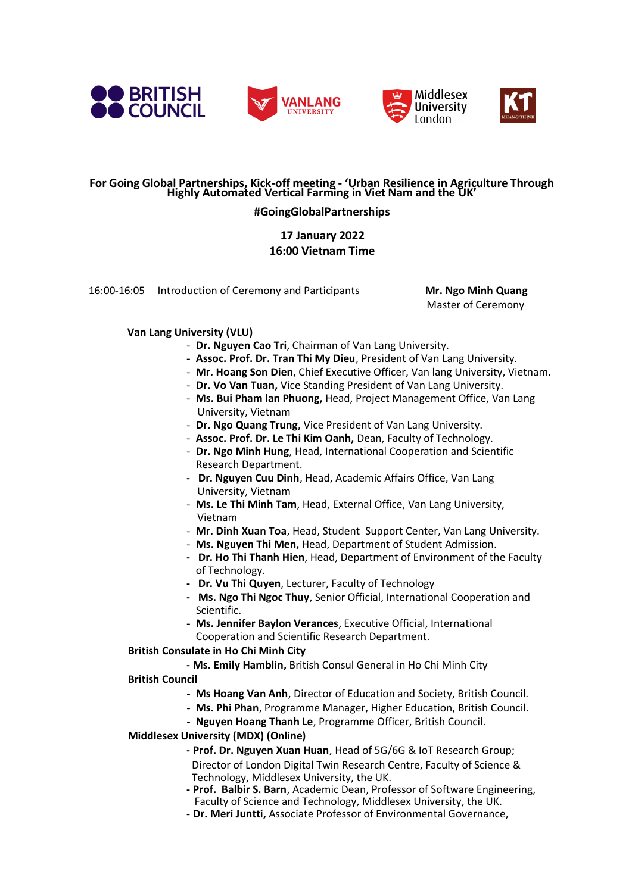BRITISH COUNCIL VANLANG UNIVERSITY Middlesex University London KT

# For Going Global Partnerships, Kick-off meeting - 'Urban Resilience in Agriculture Through Highly Automated Vertical Farming in Viet Nam and the UK'

**#GoingGlobalPartnerships**

**17 January 2022**
**16:00 Vietnam Time**

16:00-16:05 Introduction of Ceremony and Participants — **Mr. Ngo Minh Quang**, Master of Ceremony

**Van Lang University (VLU)**

- **Dr. Nguyen Cao Tri**, Chairman of Van Lang University.
- **Assoc. Prof. Dr. Tran Thi My Dieu**, President of Van Lang University.
- **Mr. Hoang Son Dien**, Chief Executive Officer, Van lang University, Vietnam.
- **Dr. Vo Van Tuan,** Vice Standing President of Van Lang University.
- **Ms. Bui Pham lan Phuong,** Head, Project Management Office, Van Lang University, Vietnam
- **Dr. Ngo Quang Trung,** Vice President of Van Lang University.
- **Assoc. Prof. Dr. Le Thi Kim Oanh,** Dean, Faculty of Technology.
- **Dr. Ngo Minh Hung**, Head, International Cooperation and Scientific Research Department.
- **Dr. Nguyen Cuu Dinh**, Head, Academic Affairs Office, Van Lang University, Vietnam
- **Ms. Le Thi Minh Tam**, Head, External Office, Van Lang University, Vietnam
- **Mr. Dinh Xuan Toa**, Head, Student Support Center, Van Lang University.
- **Ms. Nguyen Thi Men,** Head, Department of Student Admission.
- **Dr. Ho Thi Thanh Hien**, Head, Department of Environment of the Faculty of Technology.
- **Dr. Vu Thi Quyen**, Lecturer, Faculty of Technology
- **Ms. Ngo Thi Ngoc Thuy**, Senior Official, International Cooperation and Scientific.
- **Ms. Jennifer Baylon Verances**, Executive Official, International Cooperation and Scientific Research Department.

**British Consulate in Ho Chi Minh City**

- **Ms. Emily Hamblin,** British Consul General in Ho Chi Minh City

**British Council**

- **Ms Hoang Van Anh**, Director of Education and Society, British Council.
- **Ms. Phi Phan**, Programme Manager, Higher Education, British Council.
- **Nguyen Hoang Thanh Le**, Programme Officer, British Council.

**Middlesex University (MDX) (Online)**

- **Prof. Dr. Nguyen Xuan Huan**, Head of 5G/6G & IoT Research Group; Director of London Digital Twin Research Centre, Faculty of Science & Technology, Middlesex University, the UK.
- **Prof. Balbir S. Barn**, Academic Dean, Professor of Software Engineering, Faculty of Science and Technology, Middlesex University, the UK.
- **Dr. Meri Juntti,** Associate Professor of Environmental Governance,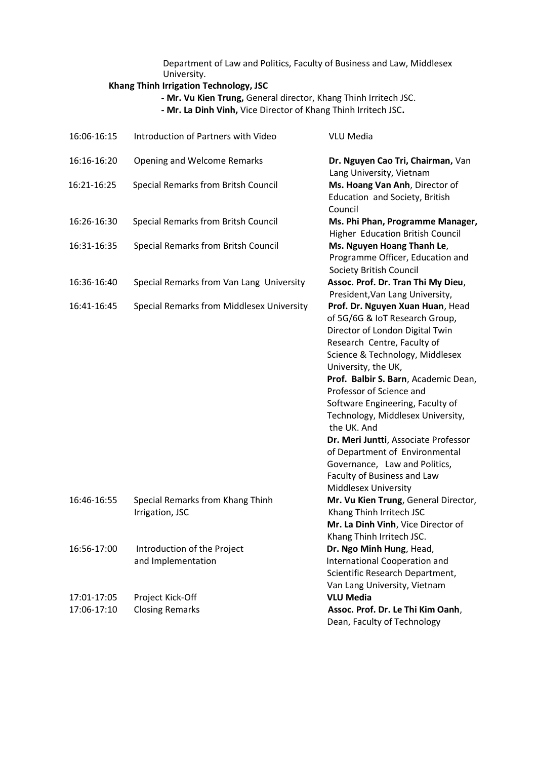Department of Law and Politics, Faculty of Business and Law, Middlesex University.

**Khang Thinh Irrigation Technology, JSC**

- **Mr. Vu Kien Trung,** General director, Khang Thinh Irritech JSC.
- **Mr. La Dinh Vinh,** Vice Director of Khang Thinh Irritech JSC**.**

| | | |
|---|---|---|
| 16:06-16:15 | Introduction of Partners with Video | VLU Media |
| 16:16-16:20 | Opening and Welcome Remarks | **Dr. Nguyen Cao Tri, Chairman,** Van Lang University, Vietnam |
| 16:21-16:25 | Special Remarks from Britsh Council | **Ms. Hoang Van Anh**, Director of Education and Society, British Council |
| 16:26-16:30 | Special Remarks from Britsh Council | **Ms. Phi Phan, Programme Manager,** Higher Education British Council |
| 16:31-16:35 | Special Remarks from Britsh Council | **Ms. Nguyen Hoang Thanh Le**, Programme Officer, Education and Society British Council |
| 16:36-16:40 | Special Remarks from Van Lang University | **Assoc. Prof. Dr. Tran Thi My Dieu**, President,Van Lang University, |
| 16:41-16:45 | Special Remarks from Middlesex University | **Prof. Dr. Nguyen Xuan Huan**, Head of 5G/6G & IoT Research Group, Director of London Digital Twin Research Centre, Faculty of Science & Technology, Middlesex University, the UK, **Prof. Balbir S. Barn**, Academic Dean, Professor of Science and Software Engineering, Faculty of Technology, Middlesex University, the UK. And **Dr. Meri Juntti**, Associate Professor of Department of Environmental Governance, Law and Politics, Faculty of Business and Law Middlesex University |
| 16:46-16:55 | Special Remarks from Khang Thinh Irrigation, JSC | **Mr. Vu Kien Trung**, General Director, Khang Thinh Irritech JSC **Mr. La Dinh Vinh**, Vice Director of Khang Thinh Irritech JSC. |
| 16:56-17:00 | Introduction of the Project and Implementation | **Dr. Ngo Minh Hung**, Head, International Cooperation and Scientific Research Department, Van Lang University, Vietnam |
| 17:01-17:05 | Project Kick-Off | **VLU Media** |
| 17:06-17:10 | Closing Remarks | **Assoc. Prof. Dr. Le Thi Kim Oanh**, Dean, Faculty of Technology |